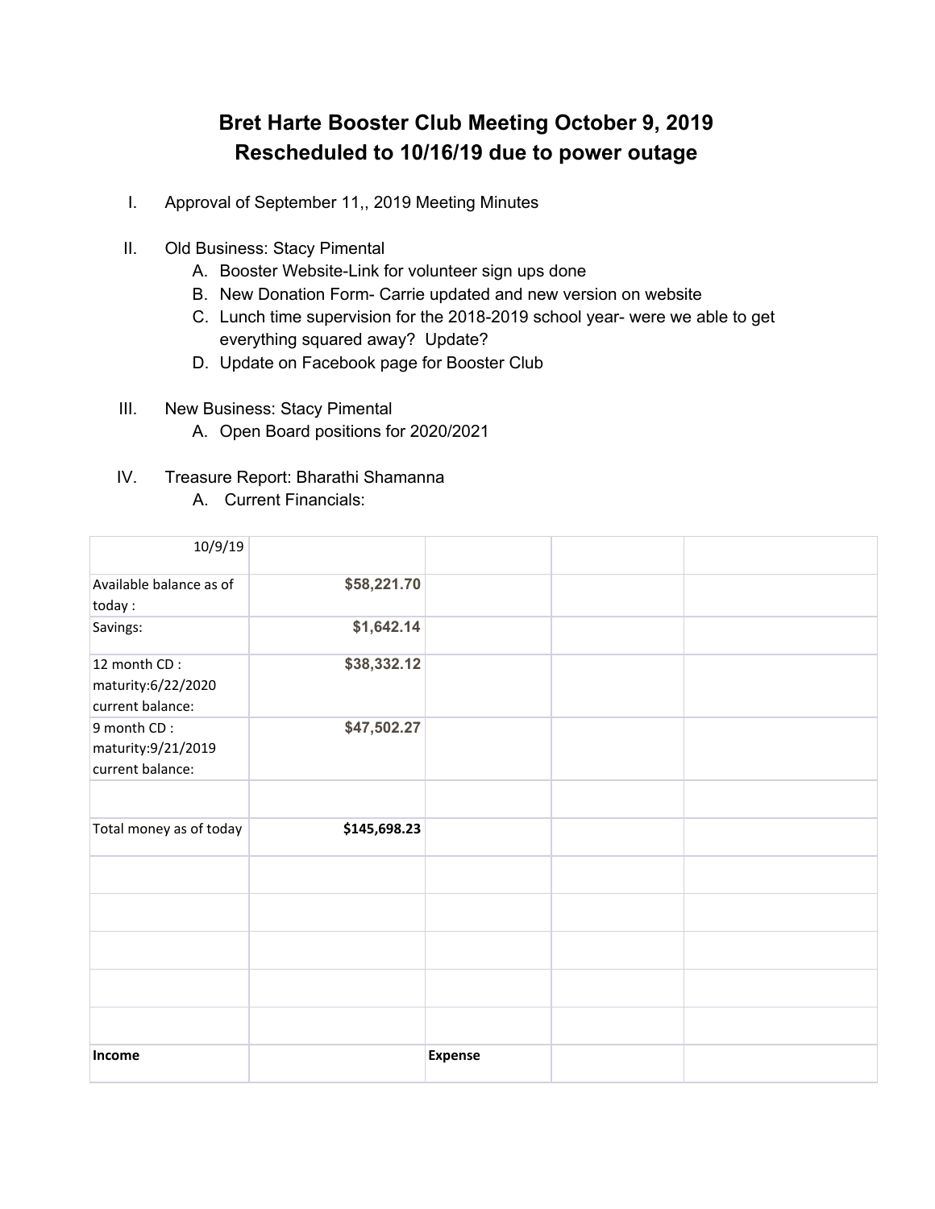# Bret Harte Booster Club Meeting October 9, 2019
# Rescheduled to 10/16/19 due to power outage

I. Approval of September 11,, 2019 Meeting Minutes

II. Old Business: Stacy Pimental
   A. Booster Website-Link for volunteer sign ups done
   B. New Donation Form- Carrie updated and new version on website
   C. Lunch time supervision for the 2018-2019 school year- were we able to get everything squared away? Update?
   D. Update on Facebook page for Booster Club

III. New Business: Stacy Pimental
   A. Open Board positions for 2020/2021

IV. Treasure Report: Bharathi Shamanna
   A. Current Financials:

| 10/9/19 | | | | |
|---|---|---|---|---|
| Available balance as of today : | **$58,221.70** | | | |
| Savings: | **$1,642.14** | | | |
| 12 month CD : maturity:6/22/2020 current balance: | **$38,332.12** | | | |
| 9 month CD : maturity:9/21/2019 current balance: | **$47,502.27** | | | |
| | | | | |
| Total money as of today | **$145,698.23** | | | |
| | | | | |
| | | | | |
| | | | | |
| | | | | |
| | | | | |
| **Income** | | **Expense** | | |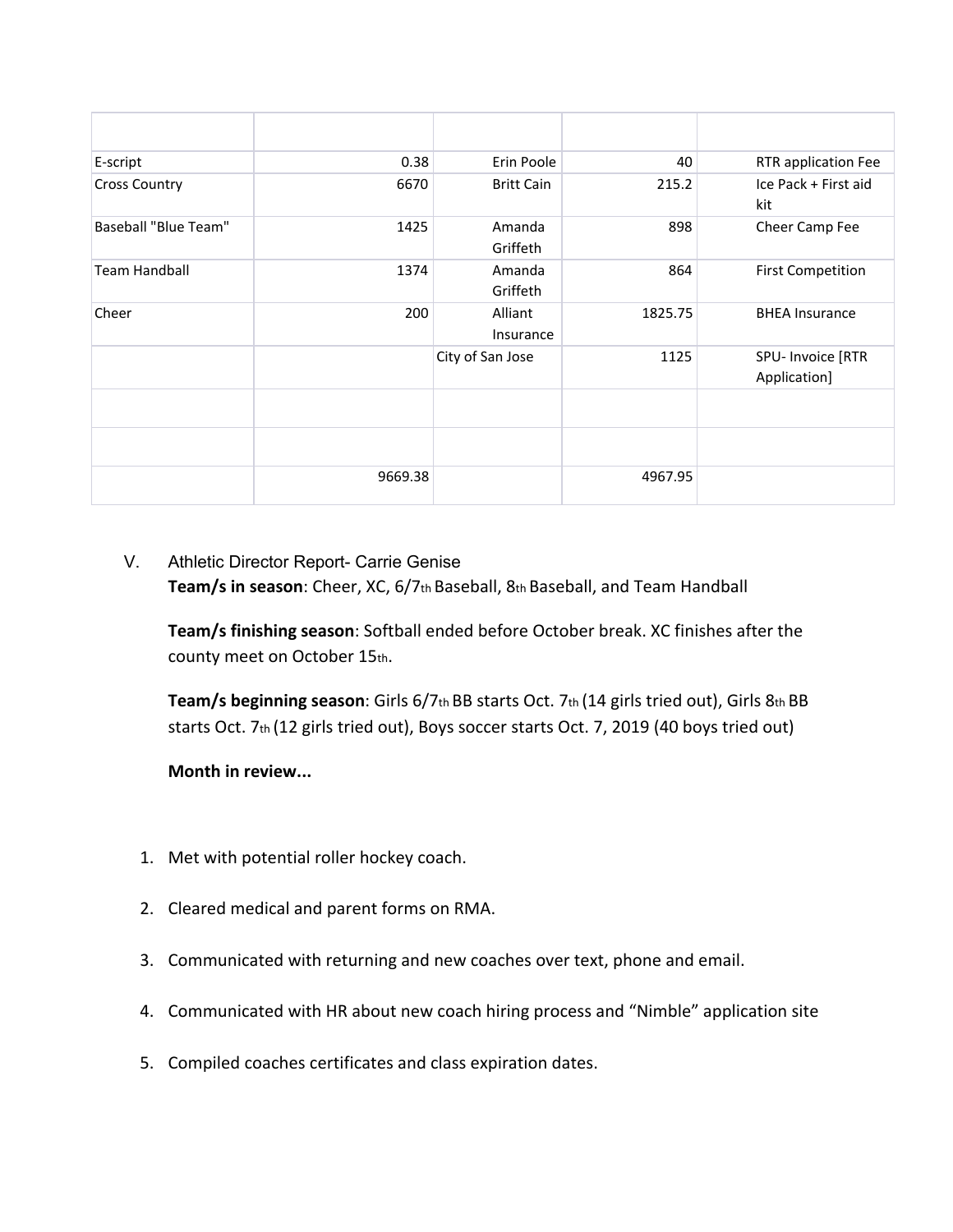| | | | | |
|---|---|---|---|---|
| E-script | 0.38 | Erin Poole | 40 | RTR application Fee |
| Cross Country | 6670 | Britt Cain | 215.2 | Ice Pack + First aid kit |
| Baseball "Blue Team" | 1425 | Amanda Griffeth | 898 | Cheer Camp Fee |
| Team Handball | 1374 | Amanda Griffeth | 864 | First Competition |
| Cheer | 200 | Alliant Insurance | 1825.75 | BHEA Insurance |
| | | City of San Jose | 1125 | SPU- Invoice [RTR Application] |
| | | | | |
| | | | | |
| | 9669.38 | | 4967.95 | |

V. Athletic Director Report- Carrie Genise

**Team/s in season**: Cheer, XC, 6/7th Baseball, 8th Baseball, and Team Handball

**Team/s finishing season**: Softball ended before October break. XC finishes after the county meet on October 15th.

**Team/s beginning season**: Girls 6/7th BB starts Oct. 7th (14 girls tried out), Girls 8th BB starts Oct. 7th (12 girls tried out), Boys soccer starts Oct. 7, 2019 (40 boys tried out)

**Month in review...**

1. Met with potential roller hockey coach.
2. Cleared medical and parent forms on RMA.
3. Communicated with returning and new coaches over text, phone and email.
4. Communicated with HR about new coach hiring process and "Nimble" application site
5. Compiled coaches certificates and class expiration dates.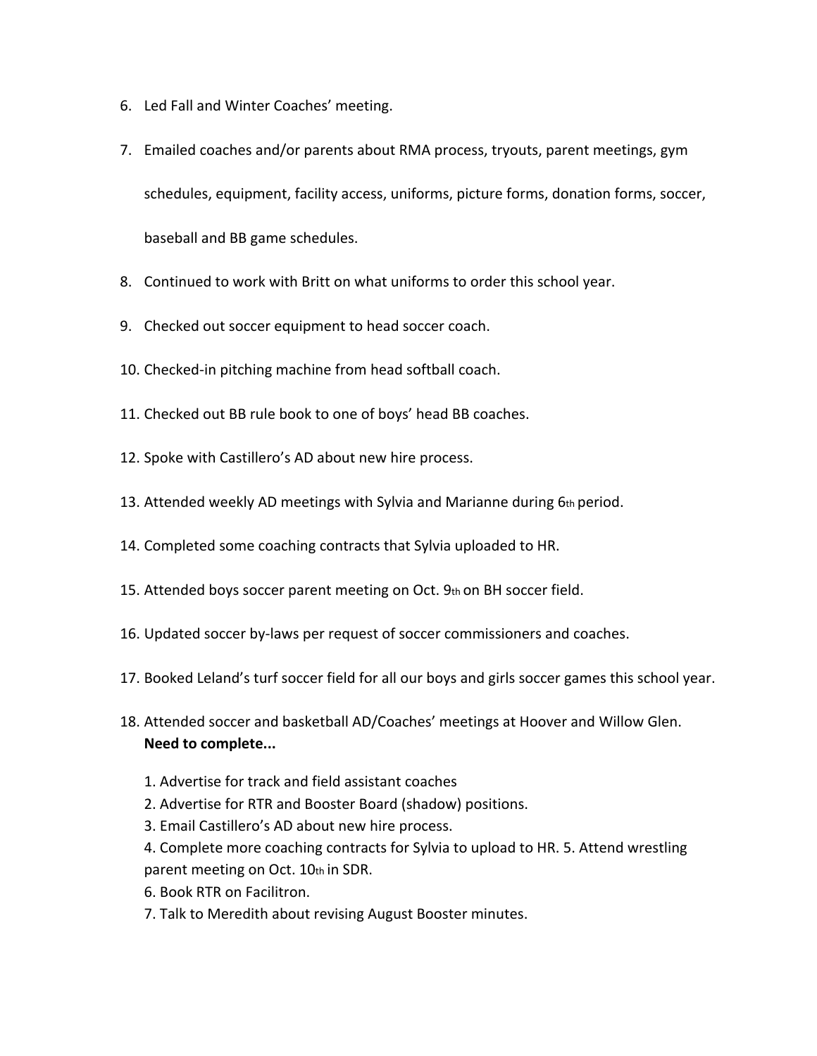6. Led Fall and Winter Coaches' meeting.
7. Emailed coaches and/or parents about RMA process, tryouts, parent meetings, gym schedules, equipment, facility access, uniforms, picture forms, donation forms, soccer, baseball and BB game schedules.
8. Continued to work with Britt on what uniforms to order this school year.
9. Checked out soccer equipment to head soccer coach.
10. Checked-in pitching machine from head softball coach.
11. Checked out BB rule book to one of boys' head BB coaches.
12. Spoke with Castillero's AD about new hire process.
13. Attended weekly AD meetings with Sylvia and Marianne during 6th period.
14. Completed some coaching contracts that Sylvia uploaded to HR.
15. Attended boys soccer parent meeting on Oct. 9th on BH soccer field.
16. Updated soccer by-laws per request of soccer commissioners and coaches.
17. Booked Leland's turf soccer field for all our boys and girls soccer games this school year.
18. Attended soccer and basketball AD/Coaches' meetings at Hoover and Willow Glen.

**Need to complete...**

1. Advertise for track and field assistant coaches
2. Advertise for RTR and Booster Board (shadow) positions.
3. Email Castillero's AD about new hire process.
4. Complete more coaching contracts for Sylvia to upload to HR.
5. Attend wrestling parent meeting on Oct. 10th in SDR.
6. Book RTR on Facilitron.
7. Talk to Meredith about revising August Booster minutes.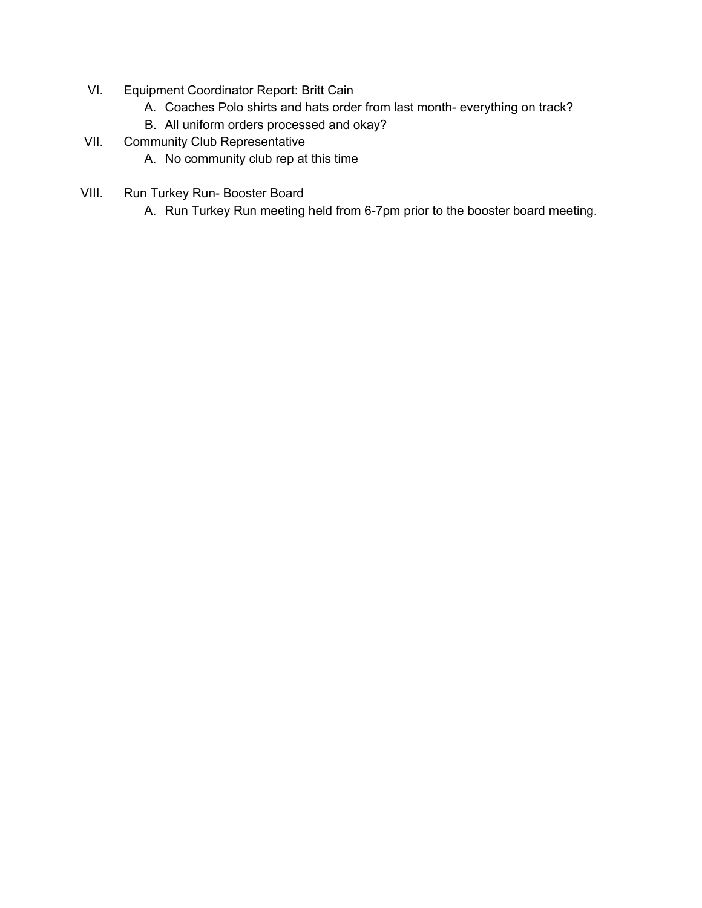VI. Equipment Coordinator Report: Britt Cain
   A. Coaches Polo shirts and hats order from last month- everything on track?
   B. All uniform orders processed and okay?

VII. Community Club Representative
   A. No community club rep at this time

VIII. Run Turkey Run- Booster Board
   A. Run Turkey Run meeting held from 6-7pm prior to the booster board meeting.